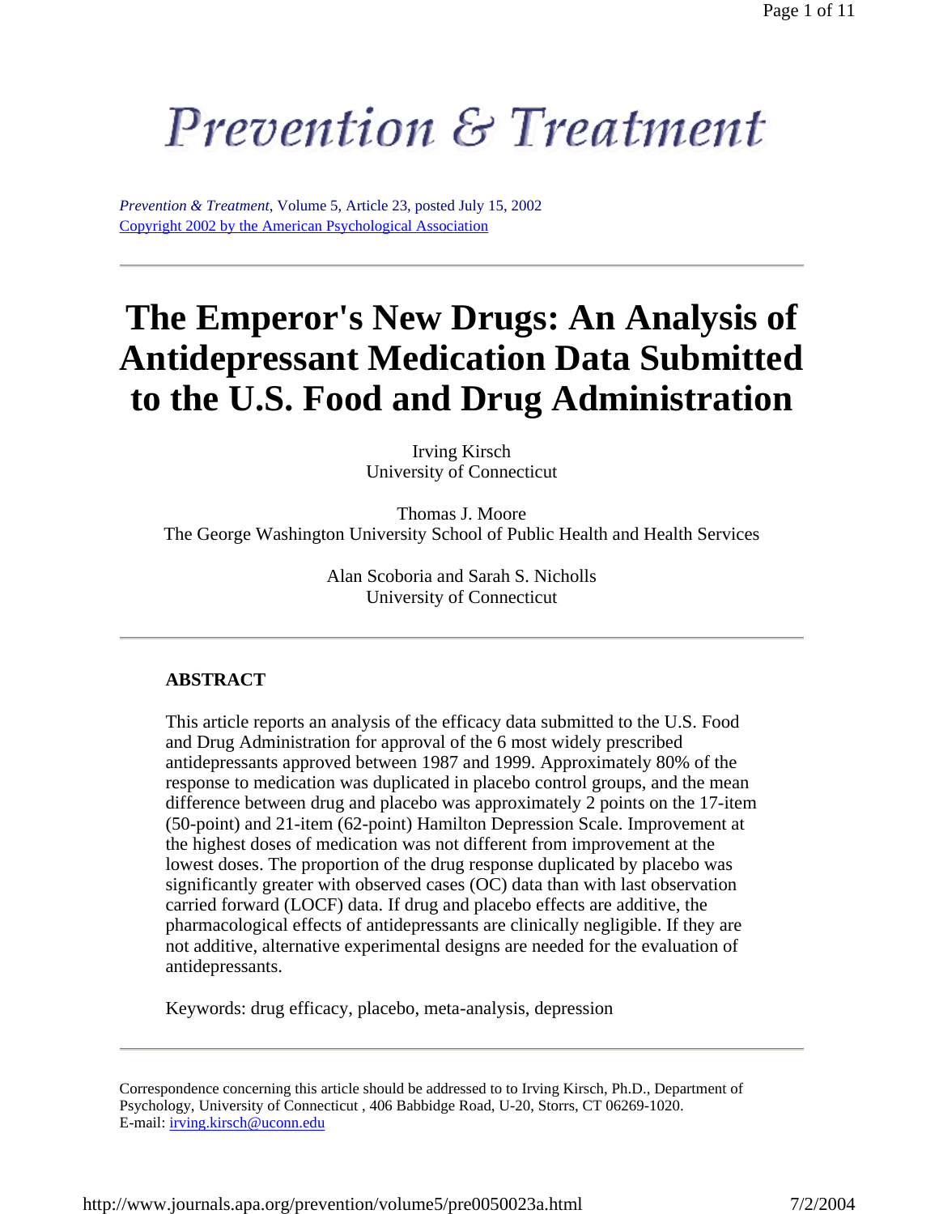# Prevention & Treatment

*Prevention & Treatment*, Volume 5, Article 23, posted July 15, 2002
Copyright 2002 by the American Psychological Association

# The Emperor's New Drugs: An Analysis of Antidepressant Medication Data Submitted to the U.S. Food and Drug Administration

Irving Kirsch
University of Connecticut

Thomas J. Moore
The George Washington University School of Public Health and Health Services

Alan Scoboria and Sarah S. Nicholls
University of Connecticut

## ABSTRACT

This article reports an analysis of the efficacy data submitted to the U.S. Food and Drug Administration for approval of the 6 most widely prescribed antidepressants approved between 1987 and 1999. Approximately 80% of the response to medication was duplicated in placebo control groups, and the mean difference between drug and placebo was approximately 2 points on the 17-item (50-point) and 21-item (62-point) Hamilton Depression Scale. Improvement at the highest doses of medication was not different from improvement at the lowest doses. The proportion of the drug response duplicated by placebo was significantly greater with observed cases (OC) data than with last observation carried forward (LOCF) data. If drug and placebo effects are additive, the pharmacological effects of antidepressants are clinically negligible. If they are not additive, alternative experimental designs are needed for the evaluation of antidepressants.

Keywords: drug efficacy, placebo, meta-analysis, depression

Correspondence concerning this article should be addressed to to Irving Kirsch, Ph.D., Department of Psychology, University of Connecticut , 406 Babbidge Road, U-20, Storrs, CT 06269-1020.
E-mail: irving.kirsch@uconn.edu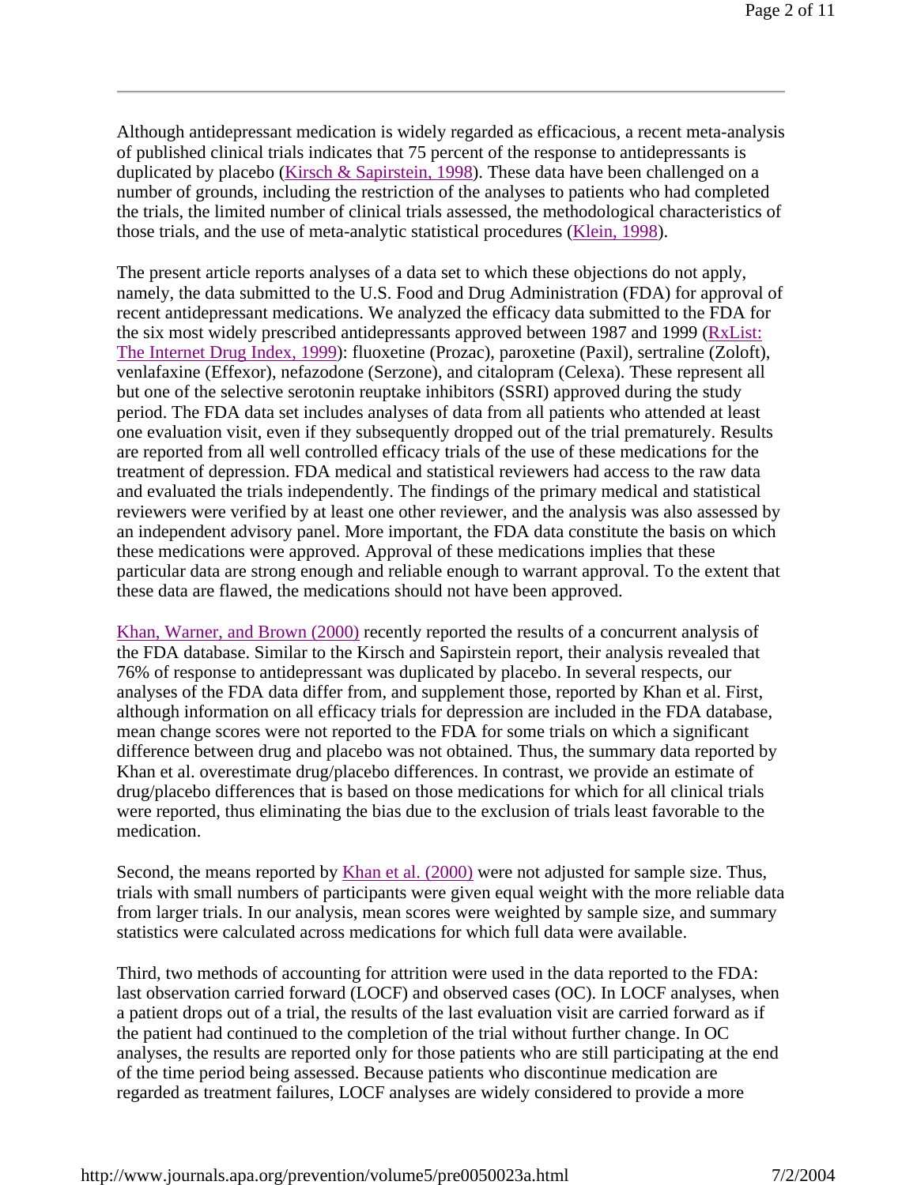Although antidepressant medication is widely regarded as efficacious, a recent meta-analysis of published clinical trials indicates that 75 percent of the response to antidepressants is duplicated by placebo (Kirsch & Sapirstein, 1998). These data have been challenged on a number of grounds, including the restriction of the analyses to patients who had completed the trials, the limited number of clinical trials assessed, the methodological characteristics of those trials, and the use of meta-analytic statistical procedures (Klein, 1998).

The present article reports analyses of a data set to which these objections do not apply, namely, the data submitted to the U.S. Food and Drug Administration (FDA) for approval of recent antidepressant medications. We analyzed the efficacy data submitted to the FDA for the six most widely prescribed antidepressants approved between 1987 and 1999 (RxList: The Internet Drug Index, 1999): fluoxetine (Prozac), paroxetine (Paxil), sertraline (Zoloft), venlafaxine (Effexor), nefazodone (Serzone), and citalopram (Celexa). These represent all but one of the selective serotonin reuptake inhibitors (SSRI) approved during the study period. The FDA data set includes analyses of data from all patients who attended at least one evaluation visit, even if they subsequently dropped out of the trial prematurely. Results are reported from all well controlled efficacy trials of the use of these medications for the treatment of depression. FDA medical and statistical reviewers had access to the raw data and evaluated the trials independently. The findings of the primary medical and statistical reviewers were verified by at least one other reviewer, and the analysis was also assessed by an independent advisory panel. More important, the FDA data constitute the basis on which these medications were approved. Approval of these medications implies that these particular data are strong enough and reliable enough to warrant approval. To the extent that these data are flawed, the medications should not have been approved.

Khan, Warner, and Brown (2000) recently reported the results of a concurrent analysis of the FDA database. Similar to the Kirsch and Sapirstein report, their analysis revealed that 76% of response to antidepressant was duplicated by placebo. In several respects, our analyses of the FDA data differ from, and supplement those, reported by Khan et al. First, although information on all efficacy trials for depression are included in the FDA database, mean change scores were not reported to the FDA for some trials on which a significant difference between drug and placebo was not obtained. Thus, the summary data reported by Khan et al. overestimate drug/placebo differences. In contrast, we provide an estimate of drug/placebo differences that is based on those medications for which for all clinical trials were reported, thus eliminating the bias due to the exclusion of trials least favorable to the medication.

Second, the means reported by Khan et al. (2000) were not adjusted for sample size. Thus, trials with small numbers of participants were given equal weight with the more reliable data from larger trials. In our analysis, mean scores were weighted by sample size, and summary statistics were calculated across medications for which full data were available.

Third, two methods of accounting for attrition were used in the data reported to the FDA: last observation carried forward (LOCF) and observed cases (OC). In LOCF analyses, when a patient drops out of a trial, the results of the last evaluation visit are carried forward as if the patient had continued to the completion of the trial without further change. In OC analyses, the results are reported only for those patients who are still participating at the end of the time period being assessed. Because patients who discontinue medication are regarded as treatment failures, LOCF analyses are widely considered to provide a more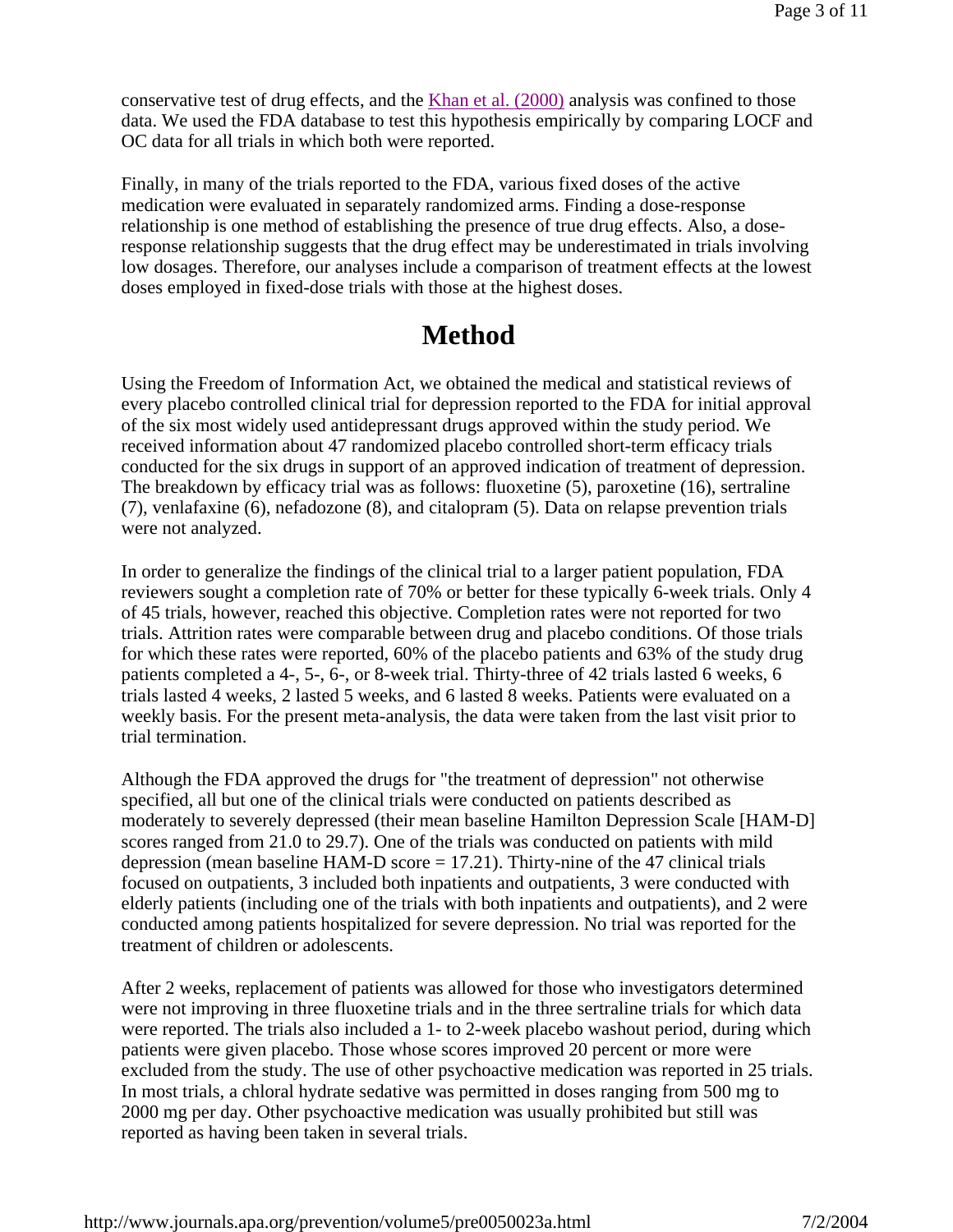conservative test of drug effects, and the Khan et al. (2000) analysis was confined to those data. We used the FDA database to test this hypothesis empirically by comparing LOCF and OC data for all trials in which both were reported.

Finally, in many of the trials reported to the FDA, various fixed doses of the active medication were evaluated in separately randomized arms. Finding a dose-response relationship is one method of establishing the presence of true drug effects. Also, a dose-response relationship suggests that the drug effect may be underestimated in trials involving low dosages. Therefore, our analyses include a comparison of treatment effects at the lowest doses employed in fixed-dose trials with those at the highest doses.

# Method

Using the Freedom of Information Act, we obtained the medical and statistical reviews of every placebo controlled clinical trial for depression reported to the FDA for initial approval of the six most widely used antidepressant drugs approved within the study period. We received information about 47 randomized placebo controlled short-term efficacy trials conducted for the six drugs in support of an approved indication of treatment of depression. The breakdown by efficacy trial was as follows: fluoxetine (5), paroxetine (16), sertraline (7), venlafaxine (6), nefadozone (8), and citalopram (5). Data on relapse prevention trials were not analyzed.

In order to generalize the findings of the clinical trial to a larger patient population, FDA reviewers sought a completion rate of 70% or better for these typically 6-week trials. Only 4 of 45 trials, however, reached this objective. Completion rates were not reported for two trials. Attrition rates were comparable between drug and placebo conditions. Of those trials for which these rates were reported, 60% of the placebo patients and 63% of the study drug patients completed a 4-, 5-, 6-, or 8-week trial. Thirty-three of 42 trials lasted 6 weeks, 6 trials lasted 4 weeks, 2 lasted 5 weeks, and 6 lasted 8 weeks. Patients were evaluated on a weekly basis. For the present meta-analysis, the data were taken from the last visit prior to trial termination.

Although the FDA approved the drugs for "the treatment of depression" not otherwise specified, all but one of the clinical trials were conducted on patients described as moderately to severely depressed (their mean baseline Hamilton Depression Scale [HAM-D] scores ranged from 21.0 to 29.7). One of the trials was conducted on patients with mild depression (mean baseline HAM-D score = 17.21). Thirty-nine of the 47 clinical trials focused on outpatients, 3 included both inpatients and outpatients, 3 were conducted with elderly patients (including one of the trials with both inpatients and outpatients), and 2 were conducted among patients hospitalized for severe depression. No trial was reported for the treatment of children or adolescents.

After 2 weeks, replacement of patients was allowed for those who investigators determined were not improving in three fluoxetine trials and in the three sertraline trials for which data were reported. The trials also included a 1- to 2-week placebo washout period, during which patients were given placebo. Those whose scores improved 20 percent or more were excluded from the study. The use of other psychoactive medication was reported in 25 trials. In most trials, a chloral hydrate sedative was permitted in doses ranging from 500 mg to 2000 mg per day. Other psychoactive medication was usually prohibited but still was reported as having been taken in several trials.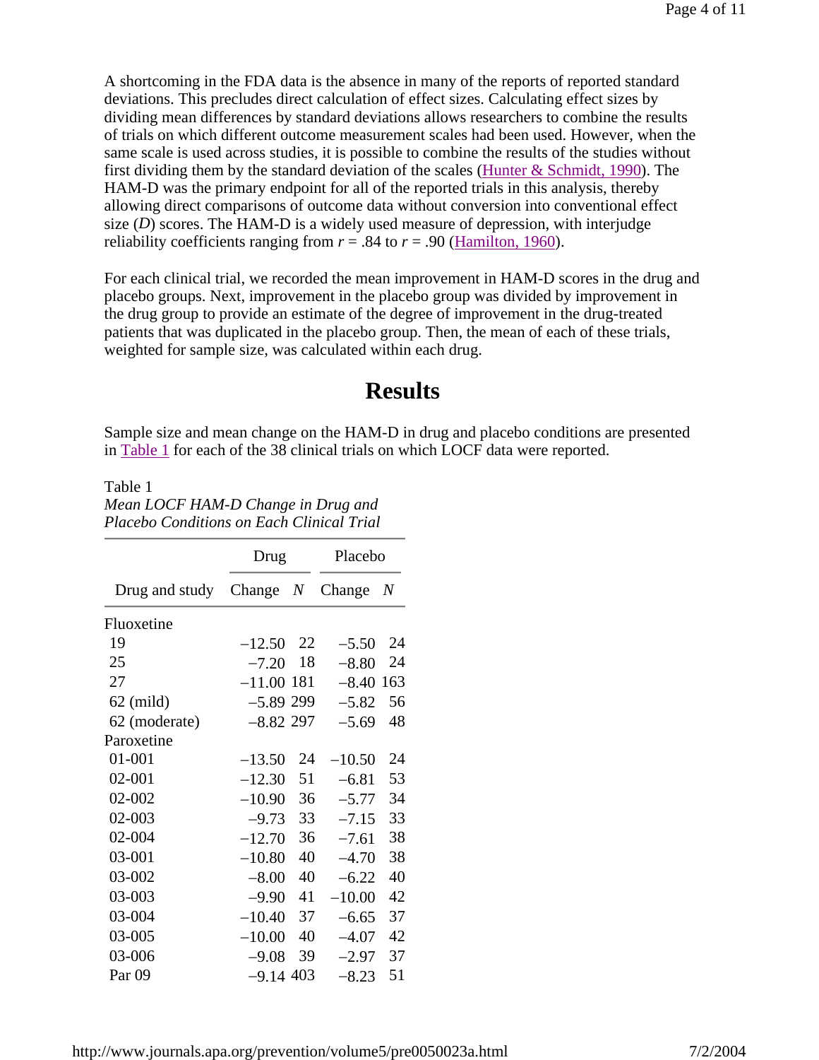A shortcoming in the FDA data is the absence in many of the reports of reported standard deviations. This precludes direct calculation of effect sizes. Calculating effect sizes by dividing mean differences by standard deviations allows researchers to combine the results of trials on which different outcome measurement scales had been used. However, when the same scale is used across studies, it is possible to combine the results of the studies without first dividing them by the standard deviation of the scales (Hunter & Schmidt, 1990). The HAM-D was the primary endpoint for all of the reported trials in this analysis, thereby allowing direct comparisons of outcome data without conversion into conventional effect size (*D*) scores. The HAM-D is a widely used measure of depression, with interjudge reliability coefficients ranging from $r = .84$ to $r = .90$ (Hamilton, 1960).

For each clinical trial, we recorded the mean improvement in HAM-D scores in the drug and placebo groups. Next, improvement in the placebo group was divided by improvement in the drug group to provide an estimate of the degree of improvement in the drug-treated patients that was duplicated in the placebo group. Then, the mean of each of these trials, weighted for sample size, was calculated within each drug.

# Results

Sample size and mean change on the HAM-D in drug and placebo conditions are presented in Table 1 for each of the 38 clinical trials on which LOCF data were reported.

Table 1
*Mean LOCF HAM-D Change in Drug and Placebo Conditions on Each Clinical Trial*

| | Drug | | Placebo | |
|---|---|---|---|---|
| Drug and study | Change | *N* | Change | *N* |
| Fluoxetine | | | | |
| 19 | −12.50 | 22 | −5.50 | 24 |
| 25 | −7.20 | 18 | −8.80 | 24 |
| 27 | −11.00 | 181 | −8.40 | 163 |
| 62 (mild) | −5.89 | 299 | −5.82 | 56 |
| 62 (moderate) | −8.82 | 297 | −5.69 | 48 |
| Paroxetine | | | | |
| 01-001 | −13.50 | 24 | −10.50 | 24 |
| 02-001 | −12.30 | 51 | −6.81 | 53 |
| 02-002 | −10.90 | 36 | −5.77 | 34 |
| 02-003 | −9.73 | 33 | −7.15 | 33 |
| 02-004 | −12.70 | 36 | −7.61 | 38 |
| 03-001 | −10.80 | 40 | −4.70 | 38 |
| 03-002 | −8.00 | 40 | −6.22 | 40 |
| 03-003 | −9.90 | 41 | −10.00 | 42 |
| 03-004 | −10.40 | 37 | −6.65 | 37 |
| 03-005 | −10.00 | 40 | −4.07 | 42 |
| 03-006 | −9.08 | 39 | −2.97 | 37 |
| Par 09 | −9.14 | 403 | −8.23 | 51 |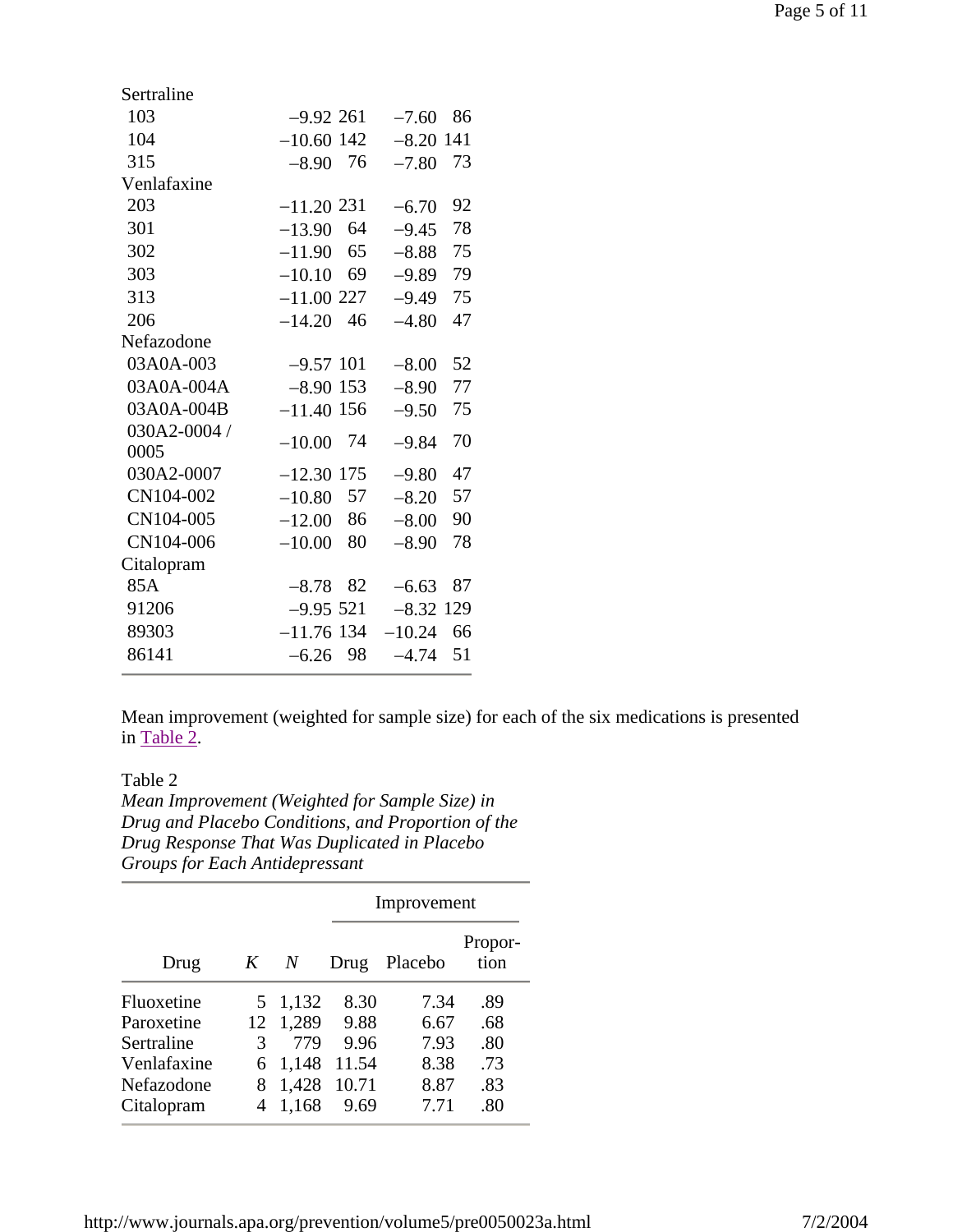| | | | | |
|---|---|---|---|---|
| Sertraline | | | | |
| 103 | −9.92 | 261 | −7.60 | 86 |
| 104 | −10.60 | 142 | −8.20 | 141 |
| 315 | −8.90 | 76 | −7.80 | 73 |
| Venlafaxine | | | | |
| 203 | −11.20 | 231 | −6.70 | 92 |
| 301 | −13.90 | 64 | −9.45 | 78 |
| 302 | −11.90 | 65 | −8.88 | 75 |
| 303 | −10.10 | 69 | −9.89 | 79 |
| 313 | −11.00 | 227 | −9.49 | 75 |
| 206 | −14.20 | 46 | −4.80 | 47 |
| Nefazodone | | | | |
| 03A0A-003 | −9.57 | 101 | −8.00 | 52 |
| 03A0A-004A | −8.90 | 153 | −8.90 | 77 |
| 03A0A-004B | −11.40 | 156 | −9.50 | 75 |
| 030A2-0004 / 0005 | −10.00 | 74 | −9.84 | 70 |
| 030A2-0007 | −12.30 | 175 | −9.80 | 47 |
| CN104-002 | −10.80 | 57 | −8.20 | 57 |
| CN104-005 | −12.00 | 86 | −8.00 | 90 |
| CN104-006 | −10.00 | 80 | −8.90 | 78 |
| Citalopram | | | | |
| 85A | −8.78 | 82 | −6.63 | 87 |
| 91206 | −9.95 | 521 | −8.32 | 129 |
| 89303 | −11.76 | 134 | −10.24 | 66 |
| 86141 | −6.26 | 98 | −4.74 | 51 |

Mean improvement (weighted for sample size) for each of the six medications is presented in Table 2.

Table 2
*Mean Improvement (Weighted for Sample Size) in Drug and Placebo Conditions, and Proportion of the Drug Response That Was Duplicated in Placebo Groups for Each Antidepressant*

| | | | Improvement | | |
|---|---|---|---|---|---|
| Drug | *K* | *N* | Drug | Placebo | Proportion |
| Fluoxetine | 5 | 1,132 | 8.30 | 7.34 | .89 |
| Paroxetine | 12 | 1,289 | 9.88 | 6.67 | .68 |
| Sertraline | 3 | 779 | 9.96 | 7.93 | .80 |
| Venlafaxine | 6 | 1,148 | 11.54 | 8.38 | .73 |
| Nefazodone | 8 | 1,428 | 10.71 | 8.87 | .83 |
| Citalopram | 4 | 1,168 | 9.69 | 7.71 | .80 |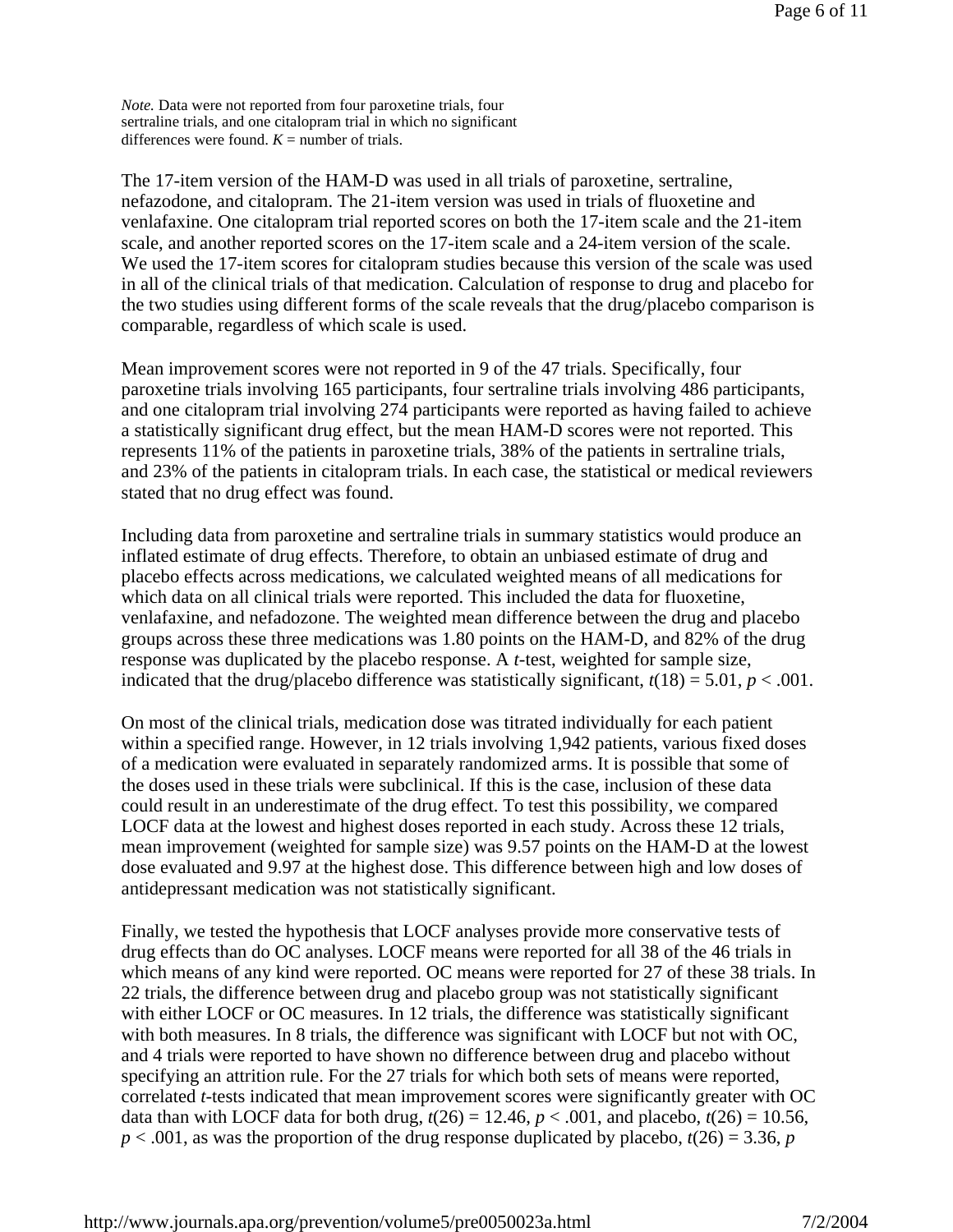*Note.* Data were not reported from four paroxetine trials, four sertraline trials, and one citalopram trial in which no significant differences were found. $K$ = number of trials.

The 17-item version of the HAM-D was used in all trials of paroxetine, sertraline, nefazodone, and citalopram. The 21-item version was used in trials of fluoxetine and venlafaxine. One citalopram trial reported scores on both the 17-item scale and the 21-item scale, and another reported scores on the 17-item scale and a 24-item version of the scale. We used the 17-item scores for citalopram studies because this version of the scale was used in all of the clinical trials of that medication. Calculation of response to drug and placebo for the two studies using different forms of the scale reveals that the drug/placebo comparison is comparable, regardless of which scale is used.

Mean improvement scores were not reported in 9 of the 47 trials. Specifically, four paroxetine trials involving 165 participants, four sertraline trials involving 486 participants, and one citalopram trial involving 274 participants were reported as having failed to achieve a statistically significant drug effect, but the mean HAM-D scores were not reported. This represents 11% of the patients in paroxetine trials, 38% of the patients in sertraline trials, and 23% of the patients in citalopram trials. In each case, the statistical or medical reviewers stated that no drug effect was found.

Including data from paroxetine and sertraline trials in summary statistics would produce an inflated estimate of drug effects. Therefore, to obtain an unbiased estimate of drug and placebo effects across medications, we calculated weighted means of all medications for which data on all clinical trials were reported. This included the data for fluoxetine, venlafaxine, and nefadozone. The weighted mean difference between the drug and placebo groups across these three medications was 1.80 points on the HAM-D, and 82% of the drug response was duplicated by the placebo response. A $t$-test, weighted for sample size, indicated that the drug/placebo difference was statistically significant, $t(18) = 5.01$, $p < .001$.

On most of the clinical trials, medication dose was titrated individually for each patient within a specified range. However, in 12 trials involving 1,942 patients, various fixed doses of a medication were evaluated in separately randomized arms. It is possible that some of the doses used in these trials were subclinical. If this is the case, inclusion of these data could result in an underestimate of the drug effect. To test this possibility, we compared LOCF data at the lowest and highest doses reported in each study. Across these 12 trials, mean improvement (weighted for sample size) was 9.57 points on the HAM-D at the lowest dose evaluated and 9.97 at the highest dose. This difference between high and low doses of antidepressant medication was not statistically significant.

Finally, we tested the hypothesis that LOCF analyses provide more conservative tests of drug effects than do OC analyses. LOCF means were reported for all 38 of the 46 trials in which means of any kind were reported. OC means were reported for 27 of these 38 trials. In 22 trials, the difference between drug and placebo group was not statistically significant with either LOCF or OC measures. In 12 trials, the difference was statistically significant with both measures. In 8 trials, the difference was significant with LOCF but not with OC, and 4 trials were reported to have shown no difference between drug and placebo without specifying an attrition rule. For the 27 trials for which both sets of means were reported, correlated $t$-tests indicated that mean improvement scores were significantly greater with OC data than with LOCF data for both drug, $t(26) = 12.46$, $p < .001$, and placebo, $t(26) = 10.56$, $p < .001$, as was the proportion of the drug response duplicated by placebo, $t(26) = 3.36$, $p$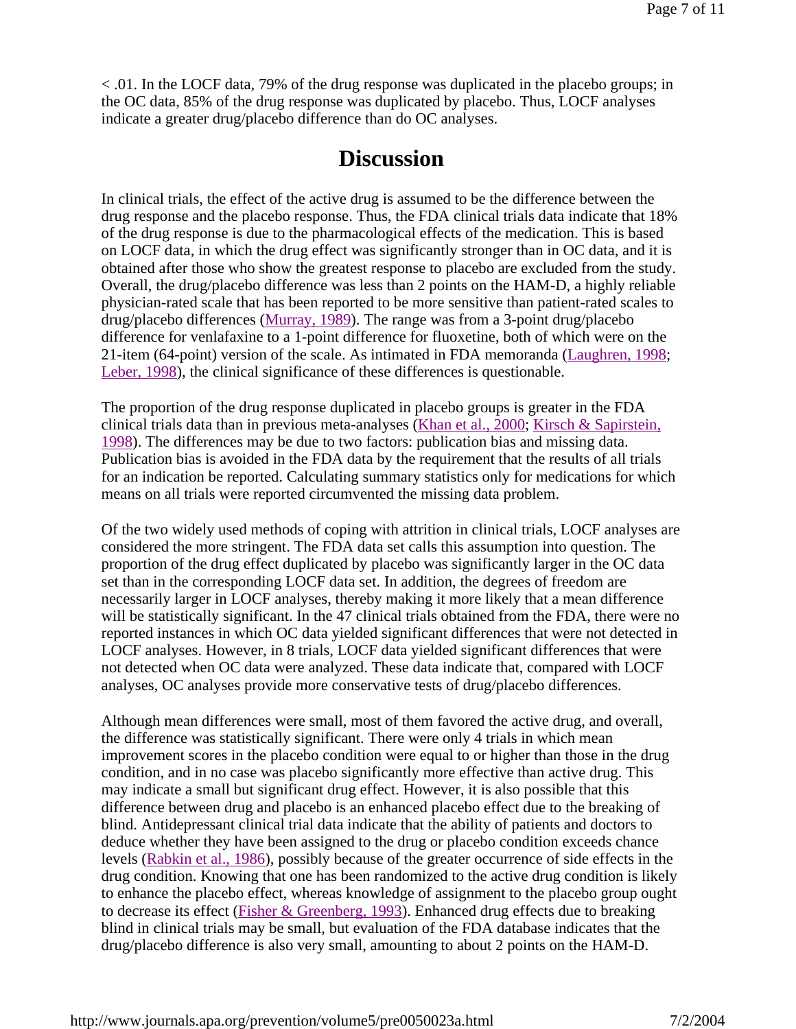< .01. In the LOCF data, 79% of the drug response was duplicated in the placebo groups; in the OC data, 85% of the drug response was duplicated by placebo. Thus, LOCF analyses indicate a greater drug/placebo difference than do OC analyses.

# Discussion

In clinical trials, the effect of the active drug is assumed to be the difference between the drug response and the placebo response. Thus, the FDA clinical trials data indicate that 18% of the drug response is due to the pharmacological effects of the medication. This is based on LOCF data, in which the drug effect was significantly stronger than in OC data, and it is obtained after those who show the greatest response to placebo are excluded from the study. Overall, the drug/placebo difference was less than 2 points on the HAM-D, a highly reliable physician-rated scale that has been reported to be more sensitive than patient-rated scales to drug/placebo differences (Murray, 1989). The range was from a 3-point drug/placebo difference for venlafaxine to a 1-point difference for fluoxetine, both of which were on the 21-item (64-point) version of the scale. As intimated in FDA memoranda (Laughren, 1998; Leber, 1998), the clinical significance of these differences is questionable.

The proportion of the drug response duplicated in placebo groups is greater in the FDA clinical trials data than in previous meta-analyses (Khan et al., 2000; Kirsch & Sapirstein, 1998). The differences may be due to two factors: publication bias and missing data. Publication bias is avoided in the FDA data by the requirement that the results of all trials for an indication be reported. Calculating summary statistics only for medications for which means on all trials were reported circumvented the missing data problem.

Of the two widely used methods of coping with attrition in clinical trials, LOCF analyses are considered the more stringent. The FDA data set calls this assumption into question. The proportion of the drug effect duplicated by placebo was significantly larger in the OC data set than in the corresponding LOCF data set. In addition, the degrees of freedom are necessarily larger in LOCF analyses, thereby making it more likely that a mean difference will be statistically significant. In the 47 clinical trials obtained from the FDA, there were no reported instances in which OC data yielded significant differences that were not detected in LOCF analyses. However, in 8 trials, LOCF data yielded significant differences that were not detected when OC data were analyzed. These data indicate that, compared with LOCF analyses, OC analyses provide more conservative tests of drug/placebo differences.

Although mean differences were small, most of them favored the active drug, and overall, the difference was statistically significant. There were only 4 trials in which mean improvement scores in the placebo condition were equal to or higher than those in the drug condition, and in no case was placebo significantly more effective than active drug. This may indicate a small but significant drug effect. However, it is also possible that this difference between drug and placebo is an enhanced placebo effect due to the breaking of blind. Antidepressant clinical trial data indicate that the ability of patients and doctors to deduce whether they have been assigned to the drug or placebo condition exceeds chance levels (Rabkin et al., 1986), possibly because of the greater occurrence of side effects in the drug condition. Knowing that one has been randomized to the active drug condition is likely to enhance the placebo effect, whereas knowledge of assignment to the placebo group ought to decrease its effect (Fisher & Greenberg, 1993). Enhanced drug effects due to breaking blind in clinical trials may be small, but evaluation of the FDA database indicates that the drug/placebo difference is also very small, amounting to about 2 points on the HAM-D.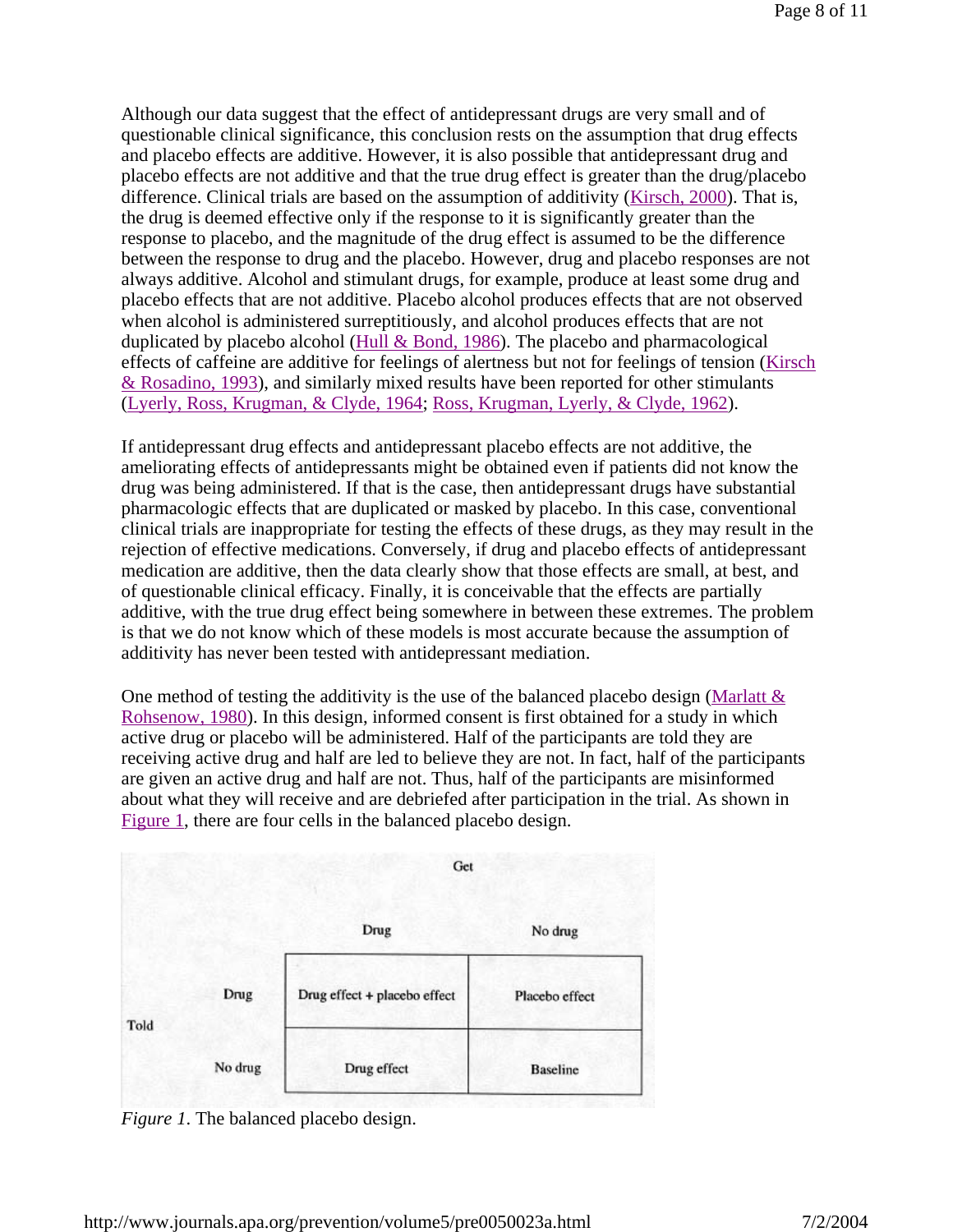Although our data suggest that the effect of antidepressant drugs are very small and of questionable clinical significance, this conclusion rests on the assumption that drug effects and placebo effects are additive. However, it is also possible that antidepressant drug and placebo effects are not additive and that the true drug effect is greater than the drug/placebo difference. Clinical trials are based on the assumption of additivity (Kirsch, 2000). That is, the drug is deemed effective only if the response to it is significantly greater than the response to placebo, and the magnitude of the drug effect is assumed to be the difference between the response to drug and the placebo. However, drug and placebo responses are not always additive. Alcohol and stimulant drugs, for example, produce at least some drug and placebo effects that are not additive. Placebo alcohol produces effects that are not observed when alcohol is administered surreptitiously, and alcohol produces effects that are not duplicated by placebo alcohol (Hull & Bond, 1986). The placebo and pharmacological effects of caffeine are additive for feelings of alertness but not for feelings of tension (Kirsch & Rosadino, 1993), and similarly mixed results have been reported for other stimulants (Lyerly, Ross, Krugman, & Clyde, 1964; Ross, Krugman, Lyerly, & Clyde, 1962).

If antidepressant drug effects and antidepressant placebo effects are not additive, the ameliorating effects of antidepressants might be obtained even if patients did not know the drug was being administered. If that is the case, then antidepressant drugs have substantial pharmacologic effects that are duplicated or masked by placebo. In this case, conventional clinical trials are inappropriate for testing the effects of these drugs, as they may result in the rejection of effective medications. Conversely, if drug and placebo effects of antidepressant medication are additive, then the data clearly show that those effects are small, at best, and of questionable clinical efficacy. Finally, it is conceivable that the effects are partially additive, with the true drug effect being somewhere in between these extremes. The problem is that we do not know which of these models is most accurate because the assumption of additivity has never been tested with antidepressant mediation.

One method of testing the additivity is the use of the balanced placebo design (Marlatt & Rohsenow, 1980). In this design, informed consent is first obtained for a study in which active drug or placebo will be administered. Half of the participants are told they are receiving active drug and half are led to believe they are not. In fact, half of the participants are given an active drug and half are not. Thus, half of the participants are misinformed about what they will receive and are debriefed after participation in the trial. As shown in Figure 1, there are four cells in the balanced placebo design.

| | | Get | |
|---|---|---|---|
| | | Drug | No drug |
| Told | Drug | Drug effect + placebo effect | Placebo effect |
| | No drug | Drug effect | Baseline |

*Figure 1*. The balanced placebo design.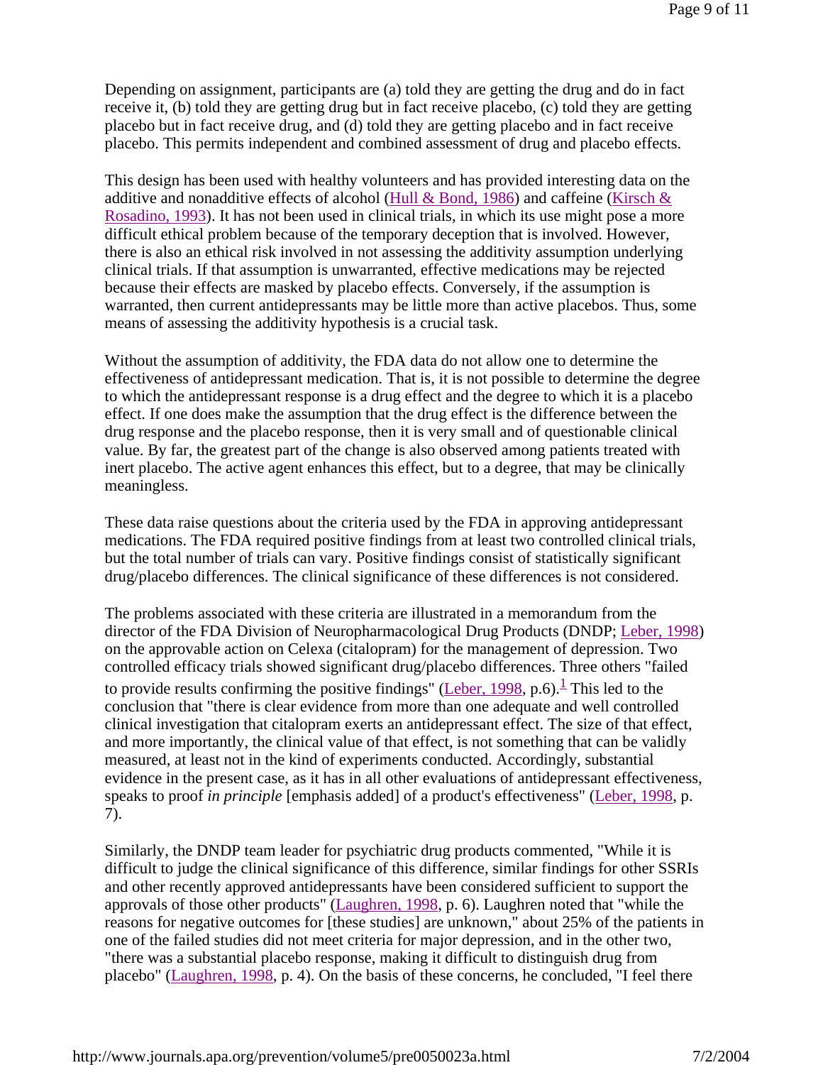Depending on assignment, participants are (a) told they are getting the drug and do in fact receive it, (b) told they are getting drug but in fact receive placebo, (c) told they are getting placebo but in fact receive drug, and (d) told they are getting placebo and in fact receive placebo. This permits independent and combined assessment of drug and placebo effects.

This design has been used with healthy volunteers and has provided interesting data on the additive and nonadditive effects of alcohol (Hull & Bond, 1986) and caffeine (Kirsch & Rosadino, 1993). It has not been used in clinical trials, in which its use might pose a more difficult ethical problem because of the temporary deception that is involved. However, there is also an ethical risk involved in not assessing the additivity assumption underlying clinical trials. If that assumption is unwarranted, effective medications may be rejected because their effects are masked by placebo effects. Conversely, if the assumption is warranted, then current antidepressants may be little more than active placebos. Thus, some means of assessing the additivity hypothesis is a crucial task.

Without the assumption of additivity, the FDA data do not allow one to determine the effectiveness of antidepressant medication. That is, it is not possible to determine the degree to which the antidepressant response is a drug effect and the degree to which it is a placebo effect. If one does make the assumption that the drug effect is the difference between the drug response and the placebo response, then it is very small and of questionable clinical value. By far, the greatest part of the change is also observed among patients treated with inert placebo. The active agent enhances this effect, but to a degree, that may be clinically meaningless.

These data raise questions about the criteria used by the FDA in approving antidepressant medications. The FDA required positive findings from at least two controlled clinical trials, but the total number of trials can vary. Positive findings consist of statistically significant drug/placebo differences. The clinical significance of these differences is not considered.

The problems associated with these criteria are illustrated in a memorandum from the director of the FDA Division of Neuropharmacological Drug Products (DNDP; Leber, 1998) on the approvable action on Celexa (citalopram) for the management of depression. Two controlled efficacy trials showed significant drug/placebo differences. Three others "failed to provide results confirming the positive findings" (Leber, 1998, p.6).[1] This led to the conclusion that "there is clear evidence from more than one adequate and well controlled clinical investigation that citalopram exerts an antidepressant effect. The size of that effect, and more importantly, the clinical value of that effect, is not something that can be validly measured, at least not in the kind of experiments conducted. Accordingly, substantial evidence in the present case, as it has in all other evaluations of antidepressant effectiveness, speaks to proof *in principle* [emphasis added] of a product's effectiveness" (Leber, 1998, p. 7).

Similarly, the DNDP team leader for psychiatric drug products commented, "While it is difficult to judge the clinical significance of this difference, similar findings for other SSRIs and other recently approved antidepressants have been considered sufficient to support the approvals of those other products" (Laughren, 1998, p. 6). Laughren noted that "while the reasons for negative outcomes for [these studies] are unknown," about 25% of the patients in one of the failed studies did not meet criteria for major depression, and in the other two, "there was a substantial placebo response, making it difficult to distinguish drug from placebo" (Laughren, 1998, p. 4). On the basis of these concerns, he concluded, "I feel there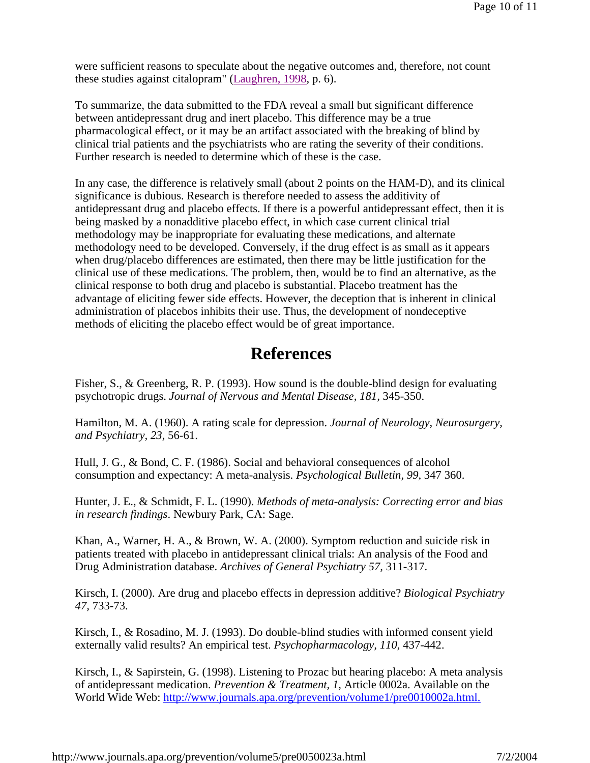were sufficient reasons to speculate about the negative outcomes and, therefore, not count these studies against citalopram" (Laughren, 1998, p. 6).

To summarize, the data submitted to the FDA reveal a small but significant difference between antidepressant drug and inert placebo. This difference may be a true pharmacological effect, or it may be an artifact associated with the breaking of blind by clinical trial patients and the psychiatrists who are rating the severity of their conditions. Further research is needed to determine which of these is the case.

In any case, the difference is relatively small (about 2 points on the HAM-D), and its clinical significance is dubious. Research is therefore needed to assess the additivity of antidepressant drug and placebo effects. If there is a powerful antidepressant effect, then it is being masked by a nonadditive placebo effect, in which case current clinical trial methodology may be inappropriate for evaluating these medications, and alternate methodology need to be developed. Conversely, if the drug effect is as small as it appears when drug/placebo differences are estimated, then there may be little justification for the clinical use of these medications. The problem, then, would be to find an alternative, as the clinical response to both drug and placebo is substantial. Placebo treatment has the advantage of eliciting fewer side effects. However, the deception that is inherent in clinical administration of placebos inhibits their use. Thus, the development of nondeceptive methods of eliciting the placebo effect would be of great importance.

# References

Fisher, S., & Greenberg, R. P. (1993). How sound is the double-blind design for evaluating psychotropic drugs. *Journal of Nervous and Mental Disease, 181*, 345-350.

Hamilton, M. A. (1960). A rating scale for depression. *Journal of Neurology, Neurosurgery, and Psychiatry, 23*, 56-61.

Hull, J. G., & Bond, C. F. (1986). Social and behavioral consequences of alcohol consumption and expectancy: A meta-analysis. *Psychological Bulletin, 99*, 347 360.

Hunter, J. E., & Schmidt, F. L. (1990). *Methods of meta-analysis: Correcting error and bias in research findings*. Newbury Park, CA: Sage.

Khan, A., Warner, H. A., & Brown, W. A. (2000). Symptom reduction and suicide risk in patients treated with placebo in antidepressant clinical trials: An analysis of the Food and Drug Administration database. *Archives of General Psychiatry 57*, 311-317.

Kirsch, I. (2000). Are drug and placebo effects in depression additive? *Biological Psychiatry 47*, 733-73.

Kirsch, I., & Rosadino, M. J. (1993). Do double-blind studies with informed consent yield externally valid results? An empirical test. *Psychopharmacology, 110*, 437-442.

Kirsch, I., & Sapirstein, G. (1998). Listening to Prozac but hearing placebo: A meta analysis of antidepressant medication. *Prevention & Treatment, 1,* Article 0002a. Available on the World Wide Web: http://www.journals.apa.org/prevention/volume1/pre0010002a.html.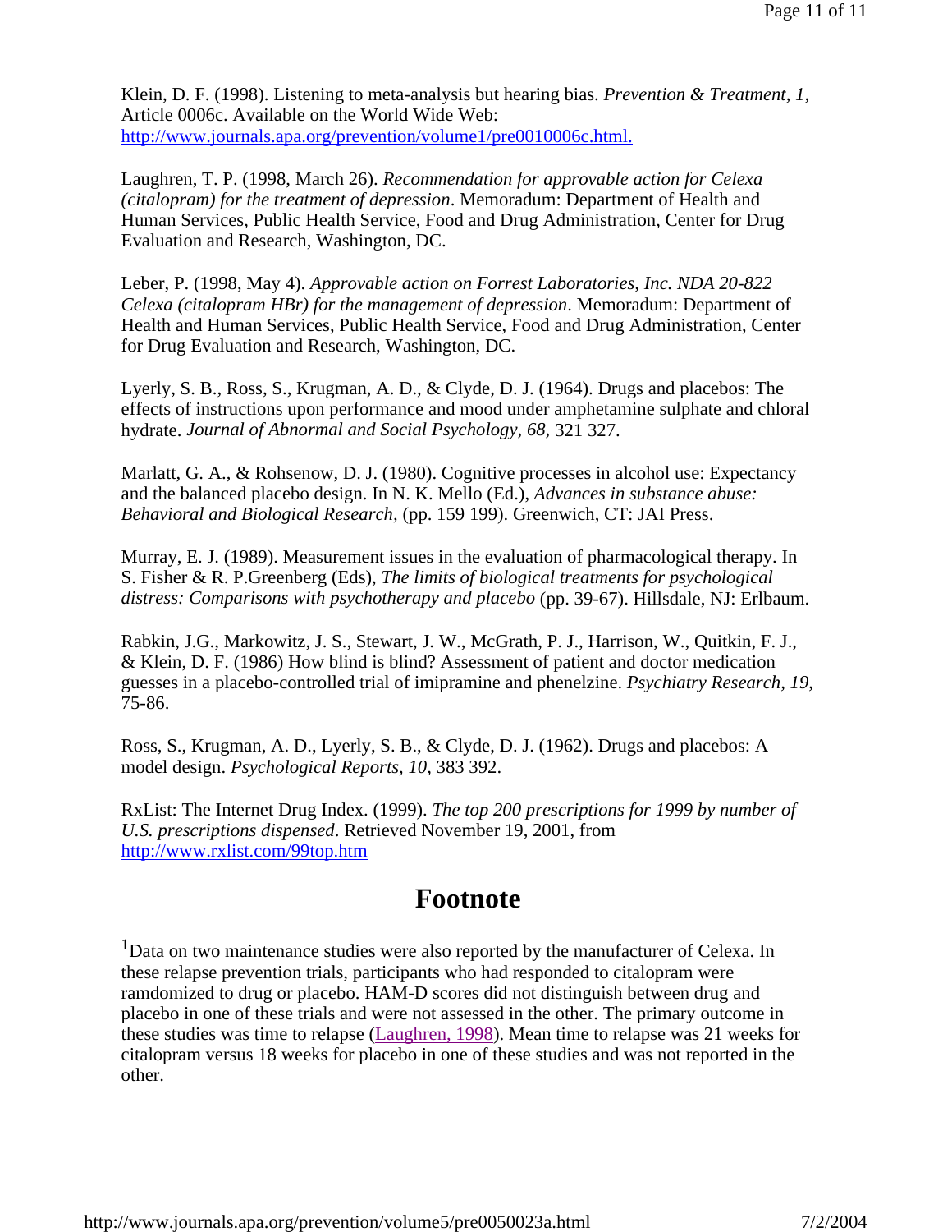Klein, D. F. (1998). Listening to meta-analysis but hearing bias. *Prevention & Treatment, 1*, Article 0006c. Available on the World Wide Web: http://www.journals.apa.org/prevention/volume1/pre0010006c.html.

Laughren, T. P. (1998, March 26). *Recommendation for approvable action for Celexa (citalopram) for the treatment of depression*. Memoradum: Department of Health and Human Services, Public Health Service, Food and Drug Administration, Center for Drug Evaluation and Research, Washington, DC.

Leber, P. (1998, May 4). *Approvable action on Forrest Laboratories, Inc. NDA 20-822 Celexa (citalopram HBr) for the management of depression*. Memoradum: Department of Health and Human Services, Public Health Service, Food and Drug Administration, Center for Drug Evaluation and Research, Washington, DC.

Lyerly, S. B., Ross, S., Krugman, A. D., & Clyde, D. J. (1964). Drugs and placebos: The effects of instructions upon performance and mood under amphetamine sulphate and chloral hydrate. *Journal of Abnormal and Social Psychology, 68*, 321 327.

Marlatt, G. A., & Rohsenow, D. J. (1980). Cognitive processes in alcohol use: Expectancy and the balanced placebo design. In N. K. Mello (Ed.), *Advances in substance abuse: Behavioral and Biological Research*, (pp. 159 199). Greenwich, CT: JAI Press.

Murray, E. J. (1989). Measurement issues in the evaluation of pharmacological therapy. In S. Fisher & R. P.Greenberg (Eds), *The limits of biological treatments for psychological distress: Comparisons with psychotherapy and placebo* (pp. 39-67). Hillsdale, NJ: Erlbaum.

Rabkin, J.G., Markowitz, J. S., Stewart, J. W., McGrath, P. J., Harrison, W., Quitkin, F. J., & Klein, D. F. (1986) How blind is blind? Assessment of patient and doctor medication guesses in a placebo-controlled trial of imipramine and phenelzine. *Psychiatry Research, 19*, 75-86.

Ross, S., Krugman, A. D., Lyerly, S. B., & Clyde, D. J. (1962). Drugs and placebos: A model design. *Psychological Reports, 10*, 383 392.

RxList: The Internet Drug Index. (1999). *The top 200 prescriptions for 1999 by number of U.S. prescriptions dispensed*. Retrieved November 19, 2001, from http://www.rxlist.com/99top.htm

# Footnote

[1]Data on two maintenance studies were also reported by the manufacturer of Celexa. In these relapse prevention trials, participants who had responded to citalopram were ramdomized to drug or placebo. HAM-D scores did not distinguish between drug and placebo in one of these trials and were not assessed in the other. The primary outcome in these studies was time to relapse (Laughren, 1998). Mean time to relapse was 21 weeks for citalopram versus 18 weeks for placebo in one of these studies and was not reported in the other.